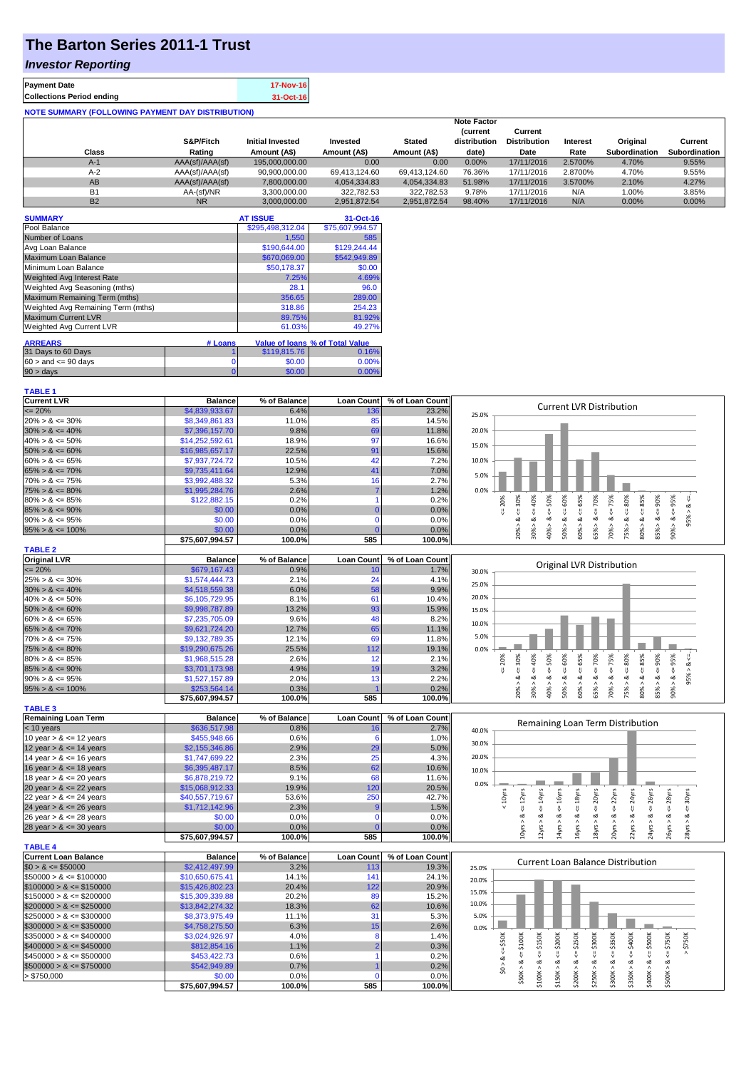# The Barton Series 2011-1 Trust

## *Investor Reporting*

| | |
|---|---|
| **Payment Date** | 17-Nov-16 |
| **Collections Period ending** | 31-Oct-16 |

**NOTE SUMMARY (FOLLOWING PAYMENT DAY DISTRIBUTION)**

| Class | S&P/Fitch Rating | Initial Invested Amount (A$) | Invested Amount (A$) | Stated Amount (A$) | Note Factor (current distribution date) | Current Distribution Date | Interest Rate | Original Subordination | Current Subordination |
|---|---|---|---|---|---|---|---|---|---|
| A-1 | AAA(sf)/AAA(sf) | 195,000,000.00 | 0.00 | 0.00 | 0.00% | 17/11/2016 | 2.5700% | 4.70% | 9.55% |
| A-2 | AAA(sf)/AAA(sf) | 90,900,000.00 | 69,413,124.60 | 69,413,124.60 | 76.36% | 17/11/2016 | 2.8700% | 4.70% | 9.55% |
| AB | AAA(sf)/AAA(sf) | 7,800,000.00 | 4,054,334.83 | 4,054,334.83 | 51.98% | 17/11/2016 | 3.5700% | 2.10% | 4.27% |
| B1 | AA-(sf)/NR | 3,300,000.00 | 322,782.53 | 322,782.53 | 9.78% | 17/11/2016 | N/A | 1.00% | 3.85% |
| B2 | NR | 3,000,000.00 | 2,951,872.54 | 2,951,872.54 | 98.40% | 17/11/2016 | N/A | 0.00% | 0.00% |

| SUMMARY | AT ISSUE | 31-Oct-16 |
|---|---|---|
| Pool Balance | $295,498,312.04 | $75,607,994.57 |
| Number of Loans | 1,550 | 585 |
| Avg Loan Balance | $190,644.00 | $129,244.44 |
| Maximum Loan Balance | $670,069.00 | $542,949.89 |
| Minimum Loan Balance | $50,178.37 | $0.00 |
| Weighted Avg Interest Rate | 7.25% | 4.69% |
| Weighted Avg Seasoning (mths) | 28.1 | 96.0 |
| Maximum Remaining Term (mths) | 356.65 | 289.00 |
| Weighted Avg Remaining Term (mths) | 318.86 | 254.23 |
| Maximum Current LVR | 89.75% | 81.92% |
| Weighted Avg Current LVR | 61.03% | 49.27% |

| ARREARS | # Loans | Value of loans | % of Total Value |
|---|---|---|---|
| 31 Days to 60 Days | 1 | $119,815.76 | 0.16% |
| 60 > and <= 90 days | 0 | $0.00 | 0.00% |
| 90 > days | 0 | $0.00 | 0.00% |

**TABLE 1**

| Current LVR | Balance | % of Balance | Loan Count | % of Loan Count |
|---|---|---|---|---|
| <= 20% | $4,839,933.67 | 6.4% | 136 | 23.2% |
| 20% > & <= 30% | $8,349,861.83 | 11.0% | 85 | 14.5% |
| 30% > & <= 40% | $7,396,157.70 | 9.8% | 69 | 11.8% |
| 40% > & <= 50% | $14,252,592.61 | 18.9% | 97 | 16.6% |
| 50% > & <= 60% | $16,985,657.17 | 22.5% | 91 | 15.6% |
| 60% > & <= 65% | $7,937,724.72 | 10.5% | 42 | 7.2% |
| 65% > & <= 70% | $9,735,411.64 | 12.9% | 41 | 7.0% |
| 70% > & <= 75% | $3,992,488.32 | 5.3% | 16 | 2.7% |
| 75% > & <= 80% | $1,995,284.76 | 2.6% | 7 | 1.2% |
| 80% > & <= 85% | $122,882.15 | 0.2% | 1 | 0.2% |
| 85% > & <= 90% | $0.00 | 0.0% | 0 | 0.0% |
| 90% > & <= 95% | $0.00 | 0.0% | 0 | 0.0% |
| 95% > & <= 100% | $0.00 | 0.0% | 0 | 0.0% |
| | $75,607,994.57 | 100.0% | 585 | 100.0% |

**TABLE 2**

| Original LVR | Balance | % of Balance | Loan Count | % of Loan Count |
|---|---|---|---|---|
| <= 20% | $679,167.43 | 0.9% | 10 | 1.7% |
| 25% > & <= 30% | $1,574,444.73 | 2.1% | 24 | 4.1% |
| 30% > & <= 40% | $4,518,559.38 | 6.0% | 58 | 9.9% |
| 40% > & <= 50% | $6,105,729.95 | 8.1% | 61 | 10.4% |
| 50% > & <= 60% | $9,998,787.89 | 13.2% | 93 | 15.9% |
| 60% > & <= 65% | $7,235,705.09 | 9.6% | 48 | 8.2% |
| 65% > & <= 70% | $9,621,724.20 | 12.7% | 65 | 11.1% |
| 70% > & <= 75% | $9,132,789.35 | 12.1% | 69 | 11.8% |
| 75% > & <= 80% | $19,290,675.26 | 25.5% | 112 | 19.1% |
| 80% > & <= 85% | $1,968,515.28 | 2.6% | 12 | 2.1% |
| 85% > & <= 90% | $3,701,173.98 | 4.9% | 19 | 3.2% |
| 90% > & <= 95% | $1,527,157.89 | 2.0% | 13 | 2.2% |
| 95% > & <= 100% | $253,564.14 | 0.3% | 1 | 0.2% |
| | $75,607,994.57 | 100.0% | 585 | 100.0% |

**TABLE 3**

| Remaining Loan Term | Balance | % of Balance | Loan Count | % of Loan Count |
|---|---|---|---|---|
| < 10 years | $636,517.98 | 0.8% | 16 | 2.7% |
| 10 year > & <= 12 years | $455,948.66 | 0.6% | 6 | 1.0% |
| 12 year > & <= 14 years | $2,155,346.86 | 2.9% | 29 | 5.0% |
| 14 year > & <= 16 years | $1,747,699.22 | 2.3% | 25 | 4.3% |
| 16 year > & <= 18 years | $6,395,487.17 | 8.5% | 62 | 10.6% |
| 18 year > & <= 20 years | $6,878,219.72 | 9.1% | 68 | 11.6% |
| 20 year > & <= 22 years | $15,068,912.33 | 19.9% | 120 | 20.5% |
| 22 year > & <= 24 years | $40,557,719.67 | 53.6% | 250 | 42.7% |
| 24 year > & <= 26 years | $1,712,142.96 | 2.3% | 9 | 1.5% |
| 26 year > & <= 28 years | $0.00 | 0.0% | 0 | 0.0% |
| 28 year > & <= 30 years | $0.00 | 0.0% | 0 | 0.0% |
| | $75,607,994.57 | 100.0% | 585 | 100.0% |

**TABLE 4**

| Current Loan Balance | Balance | % of Balance | Loan Count | % of Loan Count |
|---|---|---|---|---|
| $0 > & <= $50000 | $2,412,497.99 | 3.2% | 113 | 19.3% |
| $50000 > & <= $100000 | $10,650,675.41 | 14.1% | 141 | 24.1% |
| $100000 > & <= $150000 | $15,426,802.23 | 20.4% | 122 | 20.9% |
| $150000 > & <= $200000 | $15,309,339.88 | 20.2% | 89 | 15.2% |
| $200000 > & <= $250000 | $13,842,274.32 | 18.3% | 62 | 10.6% |
| $250000 > & <= $300000 | $8,373,975.49 | 11.1% | 31 | 5.3% |
| $300000 > & <= $350000 | $4,758,275.50 | 6.3% | 15 | 2.6% |
| $350000 > & <= $400000 | $3,024,926.97 | 4.0% | 8 | 1.4% |
| $400000 > & <= $450000 | $812,854.16 | 1.1% | 2 | 0.3% |
| $450000 > & <= $500000 | $453,422.73 | 0.6% | 1 | 0.2% |
| $500000 > & <= $750000 | $542,949.89 | 0.7% | 1 | 0.2% |
| > $750,000 | $0.00 | 0.0% | 0 | 0.0% |
| | $75,607,994.57 | 100.0% | 585 | 100.0% |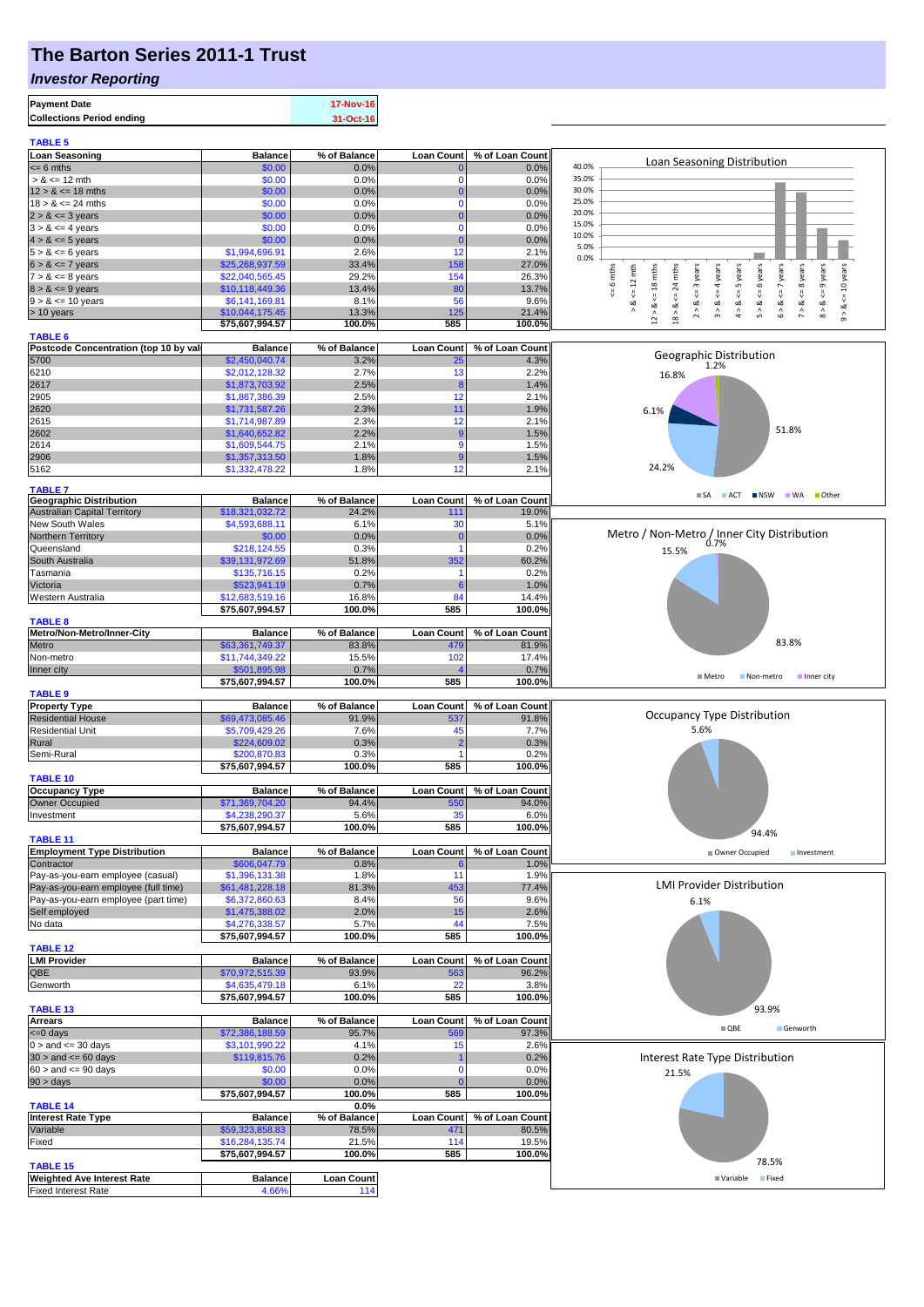# The Barton Series 2011-1 Trust

## *Investor Reporting*

| | |
|---|---|
| **Payment Date** | 17-Nov-16 |
| **Collections Period ending** | 31-Oct-16 |

**TABLE 5**

| Loan Seasoning | Balance | % of Balance | Loan Count | % of Loan Count |
|---|---|---|---|---|
| <= 6 mths | $0.00 | 0.0% | 0 | 0.0% |
| > & <= 12 mth | $0.00 | 0.0% | 0 | 0.0% |
| 12 > & <= 18 mths | $0.00 | 0.0% | 0 | 0.0% |
| 18 > & <= 24 mths | $0.00 | 0.0% | 0 | 0.0% |
| 2 > & <= 3 years | $0.00 | 0.0% | 0 | 0.0% |
| 3 > & <= 4 years | $0.00 | 0.0% | 0 | 0.0% |
| 4 > & <= 5 years | $0.00 | 0.0% | 0 | 0.0% |
| 5 > & <= 6 years | $1,994,696.91 | 2.6% | 12 | 2.1% |
| 6 > & <= 7 years | $25,268,937.59 | 33.4% | 158 | 27.0% |
| 7 > & <= 8 years | $22,040,565.45 | 29.2% | 154 | 26.3% |
| 8 > & <= 9 years | $10,118,449.36 | 13.4% | 80 | 13.7% |
| 9 > & <= 10 years | $6,141,169.81 | 8.1% | 56 | 9.6% |
| > 10 years | $10,044,175.45 | 13.3% | 125 | 21.4% |
| | $75,607,994.57 | 100.0% | 585 | 100.0% |

Loan Seasoning Distribution

40.0% 35.0% 30.0% 25.0% 20.0% 15.0% 10.0% 5.0% 0.0%

<= 6 mths, > & <= 12 mth, 12 > & <= 18 mths, 18 > & <= 24 mths, 2 > & <= 3 years, 3 > & <= 4 years, 4 > & <= 5 years, 5 > & <= 6 years, 6 > & <= 7 years, 7 > & <= 8 years, 8 > & <= 9 years, 9 > & <= 10 years

**TABLE 6**

| Postcode Concentration (top 10 by value) | Balance | % of Balance | Loan Count | % of Loan Count |
|---|---|---|---|---|
| 5700 | $2,450,040.74 | 3.2% | 25 | 4.3% |
| 6210 | $2,012,128.32 | 2.7% | 13 | 2.2% |
| 2617 | $1,873,703.92 | 2.5% | 8 | 1.4% |
| 2905 | $1,867,386.39 | 2.5% | 12 | 2.1% |
| 2620 | $1,731,587.26 | 2.3% | 11 | 1.9% |
| 2615 | $1,714,987.89 | 2.3% | 12 | 2.1% |
| 2602 | $1,640,652.82 | 2.2% | 9 | 1.5% |
| 2614 | $1,609,544.75 | 2.1% | 9 | 1.5% |
| 2906 | $1,357,313.50 | 1.8% | 9 | 1.5% |
| 5162 | $1,332,478.22 | 1.8% | 12 | 2.1% |

Geographic Distribution

1.2%
16.8%
6.1%
51.8%
24.2%

SA ACT NSW WA Other

**TABLE 7**

| Geographic Distribution | Balance | % of Balance | Loan Count | % of Loan Count |
|---|---|---|---|---|
| Australian Capital Territory | $18,321,032.72 | 24.2% | 111 | 19.0% |
| New South Wales | $4,593,688.11 | 6.1% | 30 | 5.1% |
| Northern Territory | $0.00 | 0.0% | 0 | 0.0% |
| Queensland | $218,124.55 | 0.3% | 1 | 0.2% |
| South Australia | $39,131,972.69 | 51.8% | 352 | 60.2% |
| Tasmania | $135,716.15 | 0.2% | 1 | 0.2% |
| Victoria | $523,941.19 | 0.7% | 6 | 1.0% |
| Western Australia | $12,683,519.16 | 16.8% | 84 | 14.4% |
| | $75,607,994.57 | 100.0% | 585 | 100.0% |

Metro / Non-Metro / Inner City Distribution

0.7%
15.5%
83.8%

Metro Non-metro Inner city

**TABLE 8**

| Metro/Non-Metro/Inner-City | Balance | % of Balance | Loan Count | % of Loan Count |
|---|---|---|---|---|
| Metro | $63,361,749.37 | 83.8% | 479 | 81.9% |
| Non-metro | $11,744,349.22 | 15.5% | 102 | 17.4% |
| Inner city | $501,895.98 | 0.7% | 4 | 0.7% |
| | $75,607,994.57 | 100.0% | 585 | 100.0% |

**TABLE 9**

| Property Type | Balance | % of Balance | Loan Count | % of Loan Count |
|---|---|---|---|---|
| Residential House | $69,473,085.46 | 91.9% | 537 | 91.8% |
| Residential Unit | $5,709,429.26 | 7.6% | 45 | 7.7% |
| Rural | $224,609.02 | 0.3% | 2 | 0.3% |
| Semi-Rural | $200,870.83 | 0.3% | 1 | 0.2% |
| | $75,607,994.57 | 100.0% | 585 | 100.0% |

Occupancy Type Distribution

5.6%
94.4%

Owner Occupied Investment

**TABLE 10**

| Occupancy Type | Balance | % of Balance | Loan Count | % of Loan Count |
|---|---|---|---|---|
| Owner Occupied | $71,369,704.20 | 94.4% | 550 | 94.0% |
| Investment | $4,238,290.37 | 5.6% | 35 | 6.0% |
| | $75,607,994.57 | 100.0% | 585 | 100.0% |

**TABLE 11**

| Employment Type Distribution | Balance | % of Balance | Loan Count | % of Loan Count |
|---|---|---|---|---|
| Contractor | $606,047.79 | 0.8% | 6 | 1.0% |
| Pay-as-you-earn employee (casual) | $1,396,131.38 | 1.8% | 11 | 1.9% |
| Pay-as-you-earn employee (full time) | $61,481,228.18 | 81.3% | 453 | 77.4% |
| Pay-as-you-earn employee (part time) | $6,372,860.63 | 8.4% | 56 | 9.6% |
| Self employed | $1,475,388.02 | 2.0% | 15 | 2.6% |
| No data | $4,276,338.57 | 5.7% | 44 | 7.5% |
| | $75,607,994.57 | 100.0% | 585 | 100.0% |

LMI Provider Distribution

6.1%
93.9%

QBE Genworth

**TABLE 12**

| LMI Provider | Balance | % of Balance | Loan Count | % of Loan Count |
|---|---|---|---|---|
| QBE | $70,972,515.39 | 93.9% | 563 | 96.2% |
| Genworth | $4,635,479.18 | 6.1% | 22 | 3.8% |
| | $75,607,994.57 | 100.0% | 585 | 100.0% |

**TABLE 13**

| Arrears | Balance | % of Balance | Loan Count | % of Loan Count |
|---|---|---|---|---|
| <=0 days | $72,386,188.59 | 95.7% | 569 | 97.3% |
| 0 > and <= 30 days | $3,101,990.22 | 4.1% | 15 | 2.6% |
| 30 > and <= 60 days | $119,815.76 | 0.2% | 1 | 0.2% |
| 60 > and <= 90 days | $0.00 | 0.0% | 0 | 0.0% |
| 90 > days | $0.00 | 0.0% | 0 | 0.0% |
| | $75,607,994.57 | 100.0% | 585 | 100.0% |

Interest Rate Type Distribution

21.5%
78.5%

Variable Fixed

**TABLE 14**

| Interest Rate Type | Balance | % of Balance | Loan Count | % of Loan Count |
|---|---|---|---|---|
| | | 0.0% | | |
| Variable | $59,323,858.83 | 78.5% | 471 | 80.5% |
| Fixed | $16,284,135.74 | 21.5% | 114 | 19.5% |
| | $75,607,994.57 | 100.0% | 585 | 100.0% |

**TABLE 15**

| Weighted Ave Interest Rate | Balance | Loan Count |
|---|---|---|
| Fixed Interest Rate | 4.66% | 114 |